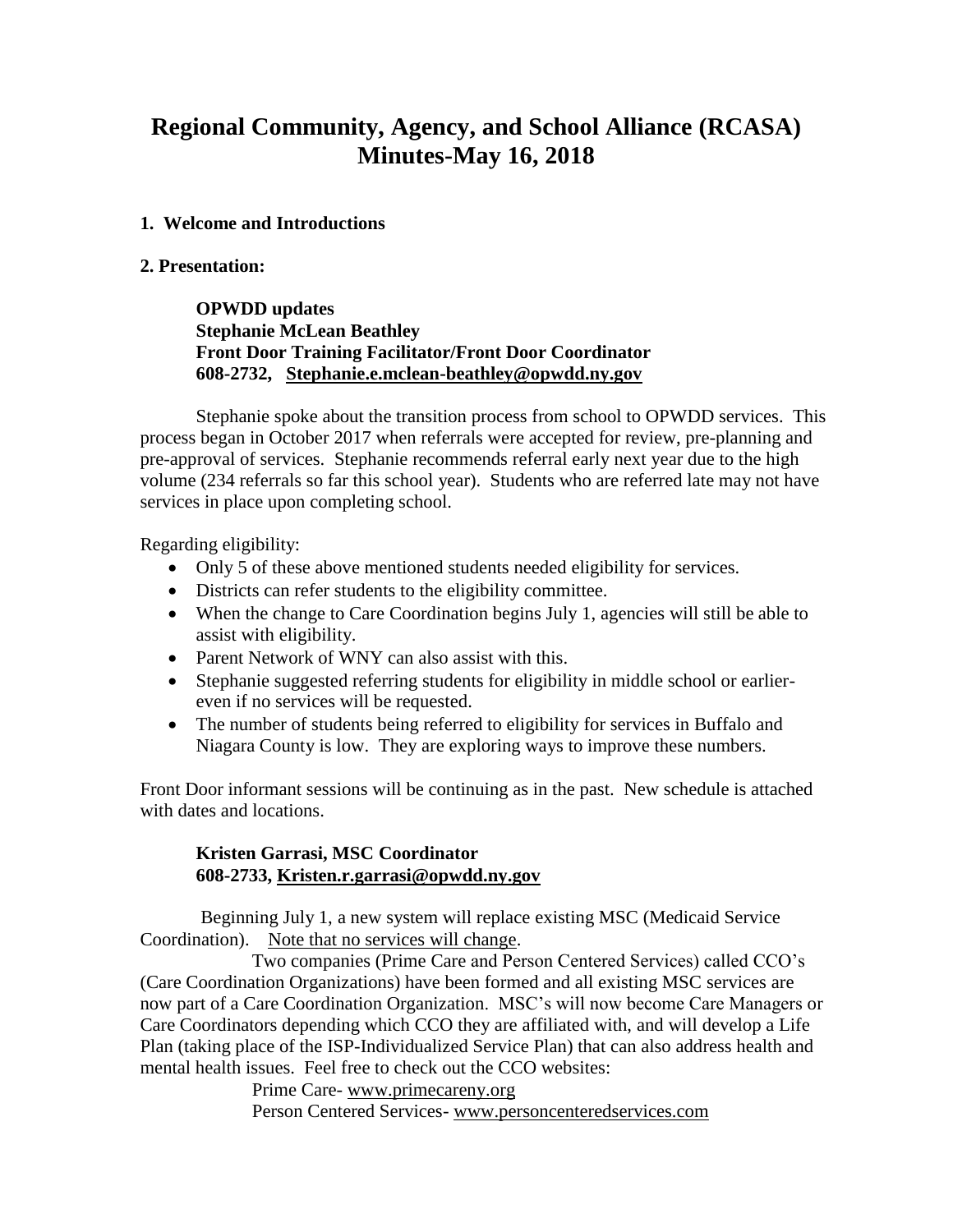# Regional Community, Agency, and School Alliance (RCASA) Minutes-May 16, 2018

**1. Welcome and Introductions**

**2. Presentation:**

**OPWDD updates**
**Stephanie McLean Beathley**
**Front Door Training Facilitator/Front Door Coordinator**
**608-2732, Stephanie.e.mclean-beathley@opwdd.ny.gov**

Stephanie spoke about the transition process from school to OPWDD services. This process began in October 2017 when referrals were accepted for review, pre-planning and pre-approval of services. Stephanie recommends referral early next year due to the high volume (234 referrals so far this school year). Students who are referred late may not have services in place upon completing school.

Regarding eligibility:

- Only 5 of these above mentioned students needed eligibility for services.
- Districts can refer students to the eligibility committee.
- When the change to Care Coordination begins July 1, agencies will still be able to assist with eligibility.
- Parent Network of WNY can also assist with this.
- Stephanie suggested referring students for eligibility in middle school or earlier-even if no services will be requested.
- The number of students being referred to eligibility for services in Buffalo and Niagara County is low. They are exploring ways to improve these numbers.

Front Door informant sessions will be continuing as in the past. New schedule is attached with dates and locations.

**Kristen Garrasi, MSC Coordinator**
**608-2733, Kristen.r.garrasi@opwdd.ny.gov**

Beginning July 1, a new system will replace existing MSC (Medicaid Service Coordination). Note that no services will change.

Two companies (Prime Care and Person Centered Services) called CCO's (Care Coordination Organizations) have been formed and all existing MSC services are now part of a Care Coordination Organization. MSC's will now become Care Managers or Care Coordinators depending which CCO they are affiliated with, and will develop a Life Plan (taking place of the ISP-Individualized Service Plan) that can also address health and mental health issues. Feel free to check out the CCO websites:

Prime Care- www.primecareny.org
Person Centered Services- www.personcenteredservices.com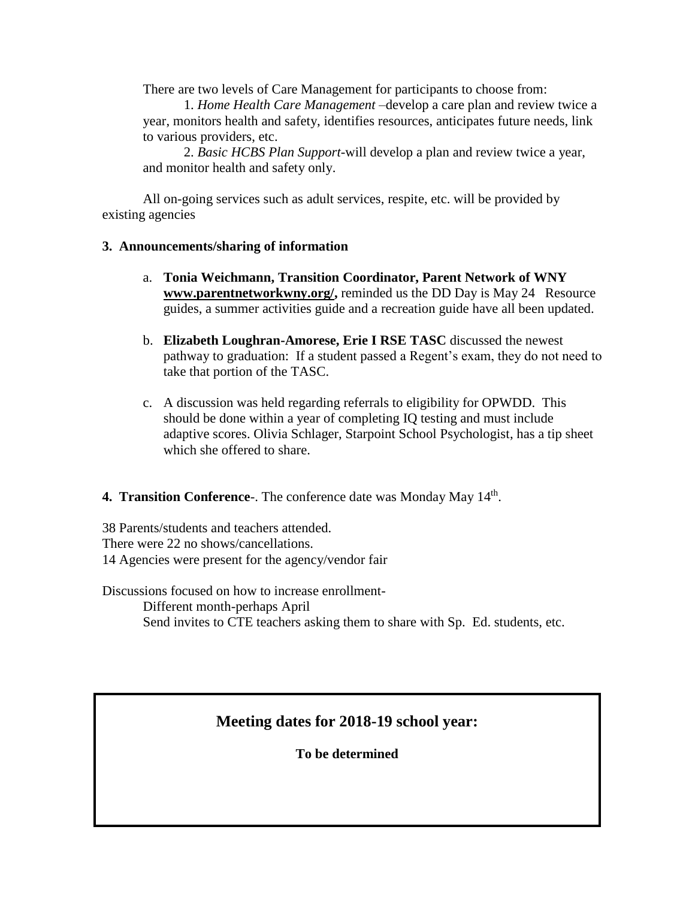There are two levels of Care Management for participants to choose from:

1. *Home Health Care Management* –develop a care plan and review twice a year, monitors health and safety, identifies resources, anticipates future needs, link to various providers, etc.
2. *Basic HCBS Plan Support*-will develop a plan and review twice a year, and monitor health and safety only.

All on-going services such as adult services, respite, etc. will be provided by existing agencies

**3. Announcements/sharing of information**

a. **Tonia Weichmann, Transition Coordinator, Parent Network of WNY www.parentnetworkwny.org/,** reminded us the DD Day is May 24 Resource guides, a summer activities guide and a recreation guide have all been updated.

b. **Elizabeth Loughran-Amorese, Erie I RSE TASC** discussed the newest pathway to graduation: If a student passed a Regent's exam, they do not need to take that portion of the TASC.

c. A discussion was held regarding referrals to eligibility for OPWDD. This should be done within a year of completing IQ testing and must include adaptive scores. Olivia Schlager, Starpoint School Psychologist, has a tip sheet which she offered to share.

**4. Transition Conference**-. The conference date was Monday May 14th.

38 Parents/students and teachers attended.
There were 22 no shows/cancellations.
14 Agencies were present for the agency/vendor fair

Discussions focused on how to increase enrollment-

Different month-perhaps April
Send invites to CTE teachers asking them to share with Sp. Ed. students, etc.

## Meeting dates for 2018-19 school year:

**To be determined**